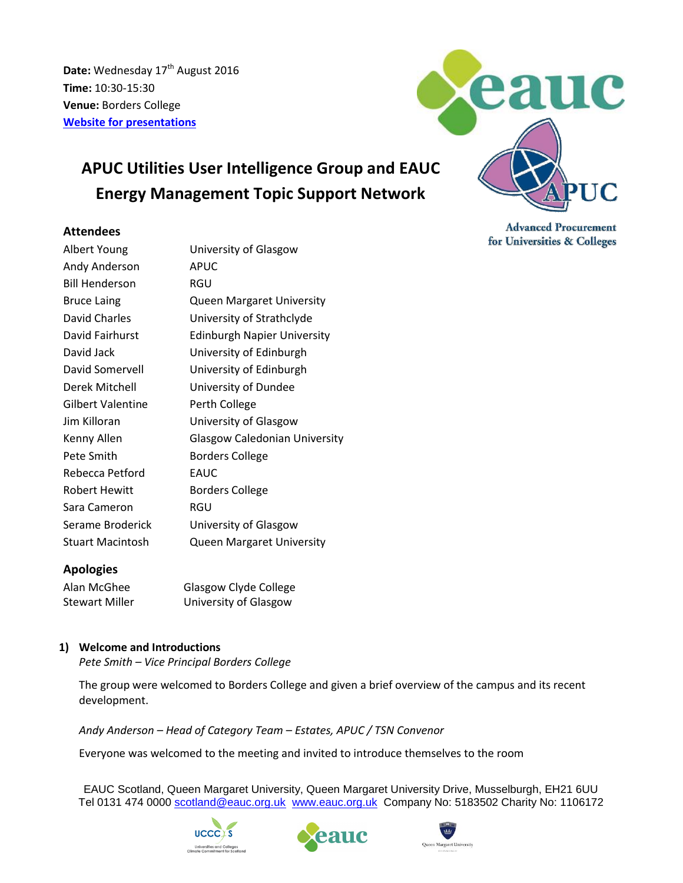**Date:** Wednesday 17th August 2016
**Time:** 10:30-15:30
**Venue:** Borders College
**Website for presentations**

# APUC Utilities User Intelligence Group and EAUC Energy Management Topic Support Network

## Attendees

| | |
|---|---|
| Albert Young | University of Glasgow |
| Andy Anderson | APUC |
| Bill Henderson | RGU |
| Bruce Laing | Queen Margaret University |
| David Charles | University of Strathclyde |
| David Fairhurst | Edinburgh Napier University |
| David Jack | University of Edinburgh |
| David Somervell | University of Edinburgh |
| Derek Mitchell | University of Dundee |
| Gilbert Valentine | Perth College |
| Jim Killoran | University of Glasgow |
| Kenny Allen | Glasgow Caledonian University |
| Pete Smith | Borders College |
| Rebecca Petford | EAUC |
| Robert Hewitt | Borders College |
| Sara Cameron | RGU |
| Serame Broderick | University of Glasgow |
| Stuart Macintosh | Queen Margaret University |

## Apologies

| | |
|---|---|
| Alan McGhee | Glasgow Clyde College |
| Stewart Miller | University of Glasgow |

### 1) Welcome and Introductions

*Pete Smith – Vice Principal Borders College*

The group were welcomed to Borders College and given a brief overview of the campus and its recent development.

*Andy Anderson – Head of Category Team – Estates, APUC / TSN Convenor*

Everyone was welcomed to the meeting and invited to introduce themselves to the room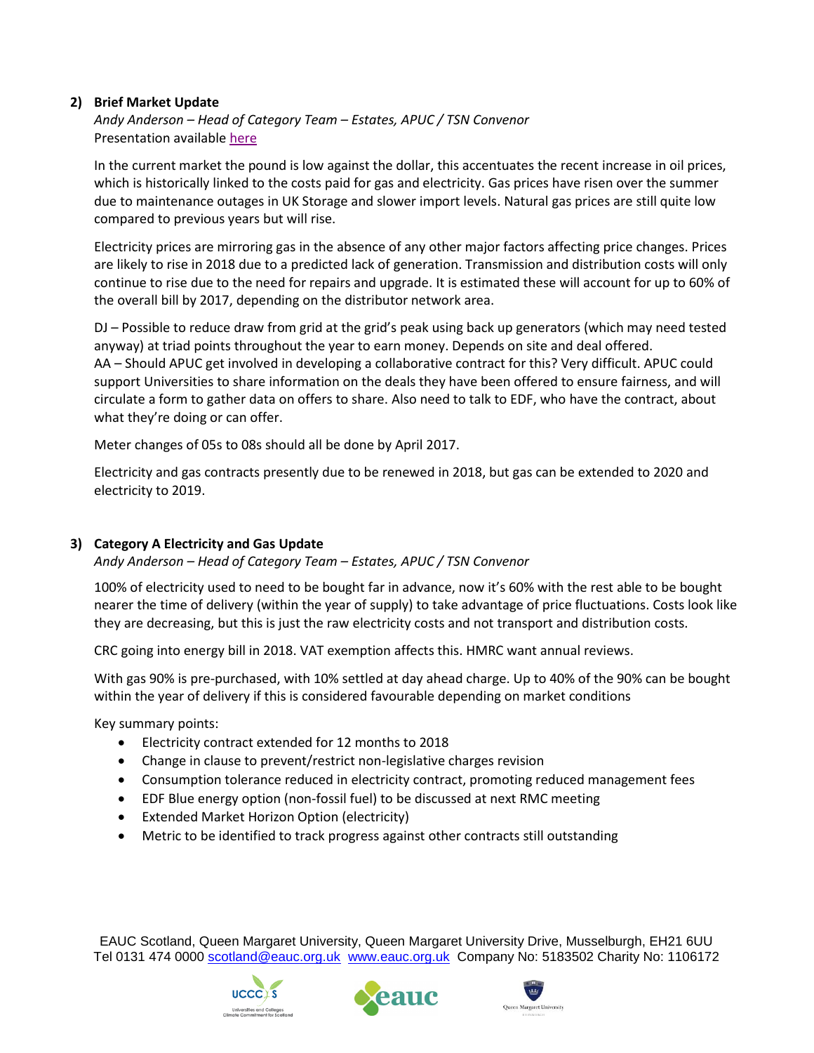## 2) Brief Market Update

*Andy Anderson – Head of Category Team – Estates, APUC / TSN Convenor*
Presentation available [here]

In the current market the pound is low against the dollar, this accentuates the recent increase in oil prices, which is historically linked to the costs paid for gas and electricity. Gas prices have risen over the summer due to maintenance outages in UK Storage and slower import levels. Natural gas prices are still quite low compared to previous years but will rise.

Electricity prices are mirroring gas in the absence of any other major factors affecting price changes. Prices are likely to rise in 2018 due to a predicted lack of generation. Transmission and distribution costs will only continue to rise due to the need for repairs and upgrade. It is estimated these will account for up to 60% of the overall bill by 2017, depending on the distributor network area.

DJ – Possible to reduce draw from grid at the grid's peak using back up generators (which may need tested anyway) at triad points throughout the year to earn money. Depends on site and deal offered.
AA – Should APUC get involved in developing a collaborative contract for this? Very difficult. APUC could support Universities to share information on the deals they have been offered to ensure fairness, and will circulate a form to gather data on offers to share. Also need to talk to EDF, who have the contract, about what they're doing or can offer.

Meter changes of 05s to 08s should all be done by April 2017.

Electricity and gas contracts presently due to be renewed in 2018, but gas can be extended to 2020 and electricity to 2019.

## 3) Category A Electricity and Gas Update

*Andy Anderson – Head of Category Team – Estates, APUC / TSN Convenor*

100% of electricity used to need to be bought far in advance, now it's 60% with the rest able to be bought nearer the time of delivery (within the year of supply) to take advantage of price fluctuations. Costs look like they are decreasing, but this is just the raw electricity costs and not transport and distribution costs.

CRC going into energy bill in 2018. VAT exemption affects this. HMRC want annual reviews.

With gas 90% is pre-purchased, with 10% settled at day ahead charge. Up to 40% of the 90% can be bought within the year of delivery if this is considered favourable depending on market conditions

Key summary points:

- Electricity contract extended for 12 months to 2018
- Change in clause to prevent/restrict non-legislative charges revision
- Consumption tolerance reduced in electricity contract, promoting reduced management fees
- EDF Blue energy option (non-fossil fuel) to be discussed at next RMC meeting
- Extended Market Horizon Option (electricity)
- Metric to be identified to track progress against other contracts still outstanding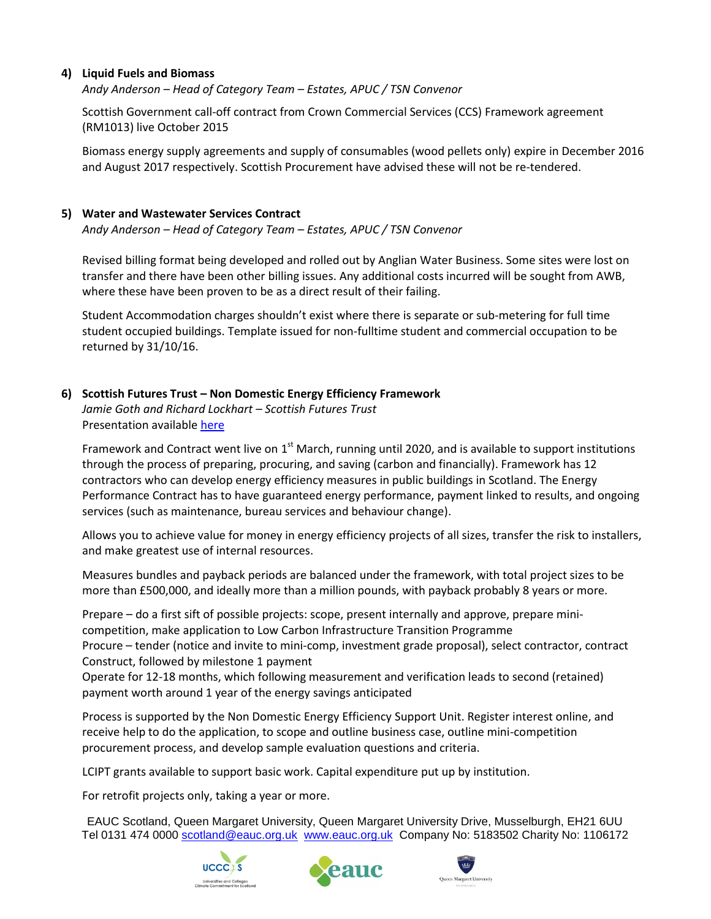### 4) Liquid Fuels and Biomass

*Andy Anderson – Head of Category Team – Estates, APUC / TSN Convenor*

Scottish Government call-off contract from Crown Commercial Services (CCS) Framework agreement (RM1013) live October 2015

Biomass energy supply agreements and supply of consumables (wood pellets only) expire in December 2016 and August 2017 respectively. Scottish Procurement have advised these will not be re-tendered.

### 5) Water and Wastewater Services Contract

*Andy Anderson – Head of Category Team – Estates, APUC / TSN Convenor*

Revised billing format being developed and rolled out by Anglian Water Business. Some sites were lost on transfer and there have been other billing issues. Any additional costs incurred will be sought from AWB, where these have been proven to be as a direct result of their failing.

Student Accommodation charges shouldn't exist where there is separate or sub-metering for full time student occupied buildings. Template issued for non-fulltime student and commercial occupation to be returned by 31/10/16.

### 6) Scottish Futures Trust – Non Domestic Energy Efficiency Framework

*Jamie Goth and Richard Lockhart – Scottish Futures Trust*
Presentation available here

Framework and Contract went live on 1st March, running until 2020, and is available to support institutions through the process of preparing, procuring, and saving (carbon and financially). Framework has 12 contractors who can develop energy efficiency measures in public buildings in Scotland. The Energy Performance Contract has to have guaranteed energy performance, payment linked to results, and ongoing services (such as maintenance, bureau services and behaviour change).

Allows you to achieve value for money in energy efficiency projects of all sizes, transfer the risk to installers, and make greatest use of internal resources.

Measures bundles and payback periods are balanced under the framework, with total project sizes to be more than £500,000, and ideally more than a million pounds, with payback probably 8 years or more.

Prepare – do a first sift of possible projects: scope, present internally and approve, prepare mini-competition, make application to Low Carbon Infrastructure Transition Programme
Procure – tender (notice and invite to mini-comp, investment grade proposal), select contractor, contract
Construct, followed by milestone 1 payment
Operate for 12-18 months, which following measurement and verification leads to second (retained) payment worth around 1 year of the energy savings anticipated

Process is supported by the Non Domestic Energy Efficiency Support Unit. Register interest online, and receive help to do the application, to scope and outline business case, outline mini-competition procurement process, and develop sample evaluation questions and criteria.

LCIPT grants available to support basic work. Capital expenditure put up by institution.

For retrofit projects only, taking a year or more.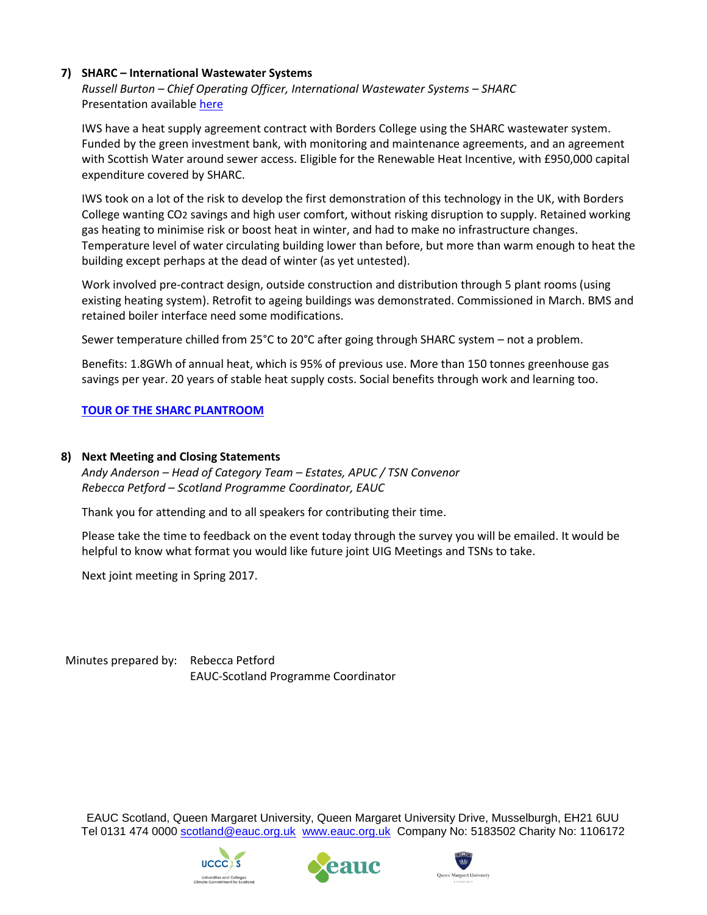### 7) SHARC – International Wastewater Systems

*Russell Burton – Chief Operating Officer, International Wastewater Systems – SHARC*
Presentation available [here]

IWS have a heat supply agreement contract with Borders College using the SHARC wastewater system. Funded by the green investment bank, with monitoring and maintenance agreements, and an agreement with Scottish Water around sewer access. Eligible for the Renewable Heat Incentive, with £950,000 capital expenditure covered by SHARC.

IWS took on a lot of the risk to develop the first demonstration of this technology in the UK, with Borders College wanting $CO_2$ savings and high user comfort, without risking disruption to supply. Retained working gas heating to minimise risk or boost heat in winter, and had to make no infrastructure changes. Temperature level of water circulating building lower than before, but more than warm enough to heat the building except perhaps at the dead of winter (as yet untested).

Work involved pre-contract design, outside construction and distribution through 5 plant rooms (using existing heating system). Retrofit to ageing buildings was demonstrated. Commissioned in March. BMS and retained boiler interface need some modifications.

Sewer temperature chilled from 25°C to 20°C after going through SHARC system – not a problem.

Benefits: 1.8GWh of annual heat, which is 95% of previous use. More than 150 tonnes greenhouse gas savings per year. 20 years of stable heat supply costs. Social benefits through work and learning too.

**[TOUR OF THE SHARC PLANTROOM]**

### 8) Next Meeting and Closing Statements

*Andy Anderson – Head of Category Team – Estates, APUC / TSN Convenor*
*Rebecca Petford – Scotland Programme Coordinator, EAUC*

Thank you for attending and to all speakers for contributing their time.

Please take the time to feedback on the event today through the survey you will be emailed. It would be helpful to know what format you would like future joint UIG Meetings and TSNs to take.

Next joint meeting in Spring 2017.

Minutes prepared by: Rebecca Petford
EAUC-Scotland Programme Coordinator

EAUC Scotland, Queen Margaret University, Queen Margaret University Drive, Musselburgh, EH21 6UU
Tel 0131 474 0000 scotland@eauc.org.uk www.eauc.org.uk Company No: 5183502 Charity No: 1106172